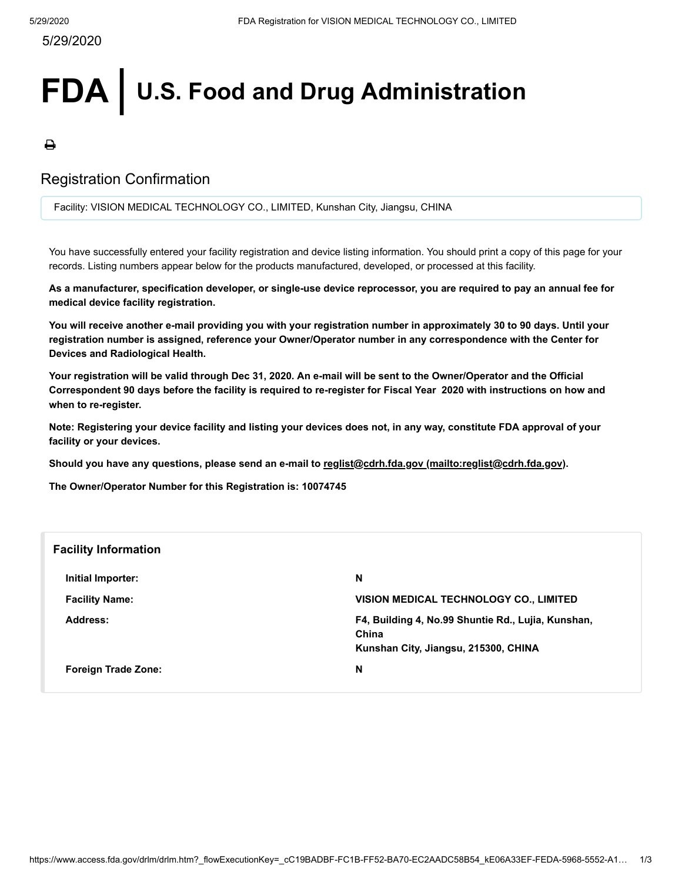5/29/2020

# FDA | U.S. Food and Drug Administration

## Registration Confirmation

Facility: VISION MEDICAL TECHNOLOGY CO., LIMITED, Kunshan City, Jiangsu, CHINA

You have successfully entered your facility registration and device listing information. You should print a copy of this page for your records. Listing numbers appear below for the products manufactured, developed, or processed at this facility.

**As a manufacturer, specification developer, or single-use device reprocessor, you are required to pay an annual fee for medical device facility registration.**

**You will receive another e-mail providing you with your registration number in approximately 30 to 90 days. Until your registration number is assigned, reference your Owner/Operator number in any correspondence with the Center for Devices and Radiological Health.**

**Your registration will be valid through Dec 31, 2020. An e-mail will be sent to the Owner/Operator and the Official Correspondent 90 days before the facility is required to re-register for Fiscal Year 2020 with instructions on how and when to re-register.**

**Note: Registering your device facility and listing your devices does not, in any way, constitute FDA approval of your facility or your devices.**

**Should you have any questions, please send an e-mail to reglist@cdrh.fda.gov (mailto:reglist@cdrh.fda.gov).**

**The Owner/Operator Number for this Registration is: 10074745**

### Facility Information

| | |
|---|---|
| **Initial Importer:** | **N** |
| **Facility Name:** | **VISION MEDICAL TECHNOLOGY CO., LIMITED** |
| **Address:** | **F4, Building 4, No.99 Shuntie Rd., Lujia, Kunshan, China<br>Kunshan City, Jiangsu, 215300, CHINA** |
| **Foreign Trade Zone:** | **N** |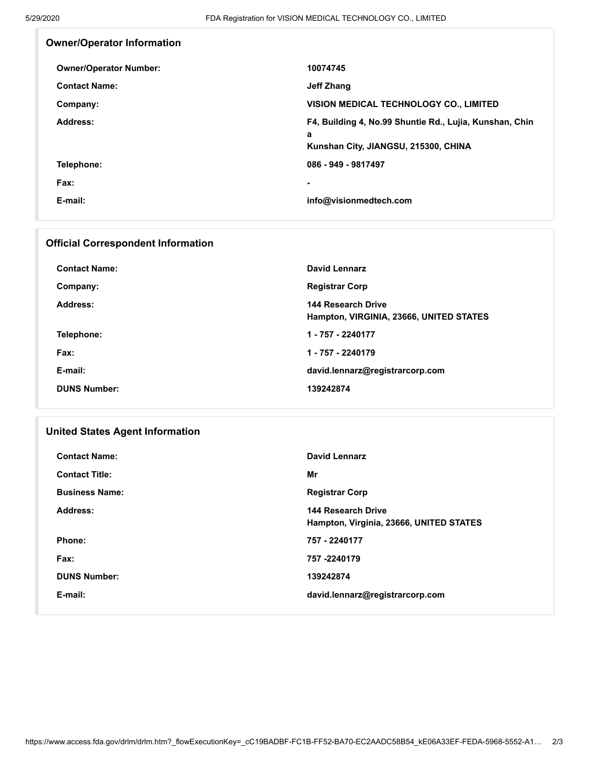## Owner/Operator Information

| | |
|---|---|
| **Owner/Operator Number:** | **10074745** |
| **Contact Name:** | **Jeff Zhang** |
| **Company:** | **VISION MEDICAL TECHNOLOGY CO., LIMITED** |
| **Address:** | **F4, Building 4, No.99 Shuntie Rd., Lujia, Kunshan, China Kunshan City, JIANGSU, 215300, CHINA** |
| **Telephone:** | **086 - 949 - 9817497** |
| **Fax:** | **-** |
| **E-mail:** | **info@visionmedtech.com** |

## Official Correspondent Information

| | |
|---|---|
| **Contact Name:** | **David Lennarz** |
| **Company:** | **Registrar Corp** |
| **Address:** | **144 Research Drive Hampton, VIRGINIA, 23666, UNITED STATES** |
| **Telephone:** | **1 - 757 - 2240177** |
| **Fax:** | **1 - 757 - 2240179** |
| **E-mail:** | **david.lennarz@registrarcorp.com** |
| **DUNS Number:** | **139242874** |

## United States Agent Information

| | |
|---|---|
| **Contact Name:** | **David Lennarz** |
| **Contact Title:** | **Mr** |
| **Business Name:** | **Registrar Corp** |
| **Address:** | **144 Research Drive Hampton, Virginia, 23666, UNITED STATES** |
| **Phone:** | **757 - 2240177** |
| **Fax:** | **757 -2240179** |
| **DUNS Number:** | **139242874** |
| **E-mail:** | **david.lennarz@registrarcorp.com** |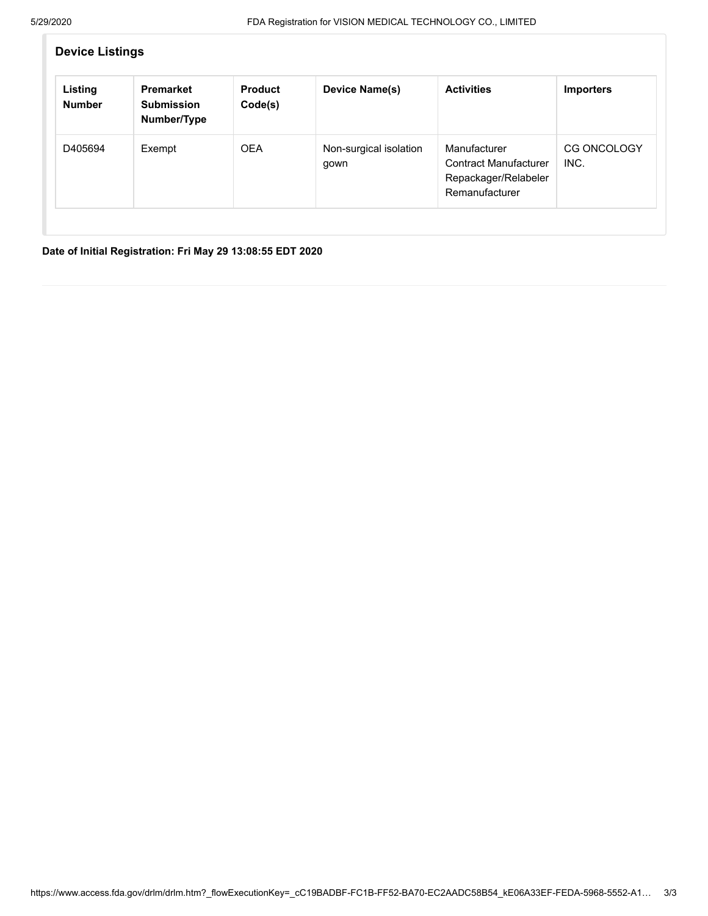## Device Listings

| Listing Number | Premarket Submission Number/Type | Product Code(s) | Device Name(s) | Activities | Importers |
|---|---|---|---|---|---|
| D405694 | Exempt | OEA | Non-surgical isolation gown | Manufacturer<br>Contract Manufacturer<br>Repackager/Relabeler<br>Remanufacturer | CG ONCOLOGY INC. |

**Date of Initial Registration: Fri May 29 13:08:55 EDT 2020**